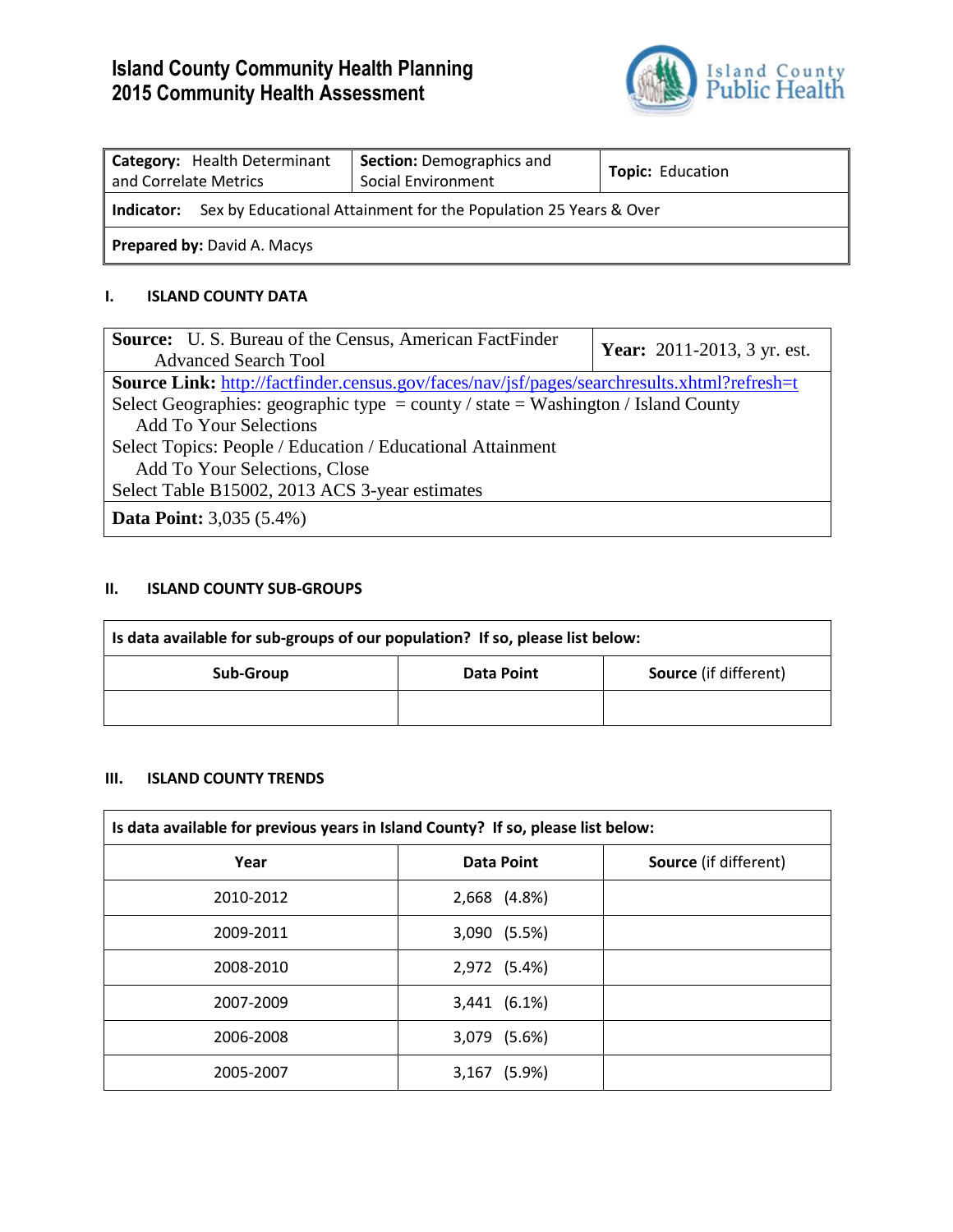# Island County Community Health Planning
# 2015 Community Health Assessment

Island County Public Health

| **Category:** Health Determinant and Correlate Metrics | **Section:** Demographics and Social Environment | **Topic:** Education |
|---|---|---|
| **Indicator:** Sex by Educational Attainment for the Population 25 Years & Over | | |
| **Prepared by:** David A. Macys | | |

## I. ISLAND COUNTY DATA

| **Source:** U. S. Bureau of the Census, American FactFinder Advanced Search Tool | **Year:** 2011-2013, 3 yr. est. |
|---|---|
| **Source Link:** http://factfinder.census.gov/faces/nav/jsf/pages/searchresults.xhtml?refresh=t<br>Select Geographies: geographic type = county / state = Washington / Island County<br>Add To Your Selections<br>Select Topics: People / Education / Educational Attainment<br>Add To Your Selections, Close<br>Select Table B15002, 2013 ACS 3-year estimates | |
| **Data Point:** 3,035 (5.4%) | |

## II. ISLAND COUNTY SUB-GROUPS

**Is data available for sub-groups of our population? If so, please list below:**

| Sub-Group | Data Point | Source (if different) |
|---|---|---|
| | | |

## III. ISLAND COUNTY TRENDS

**Is data available for previous years in Island County? If so, please list below:**

| Year | Data Point | Source (if different) |
|---|---|---|
| 2010-2012 | 2,668 (4.8%) | |
| 2009-2011 | 3,090 (5.5%) | |
| 2008-2010 | 2,972 (5.4%) | |
| 2007-2009 | 3,441 (6.1%) | |
| 2006-2008 | 3,079 (5.6%) | |
| 2005-2007 | 3,167 (5.9%) | |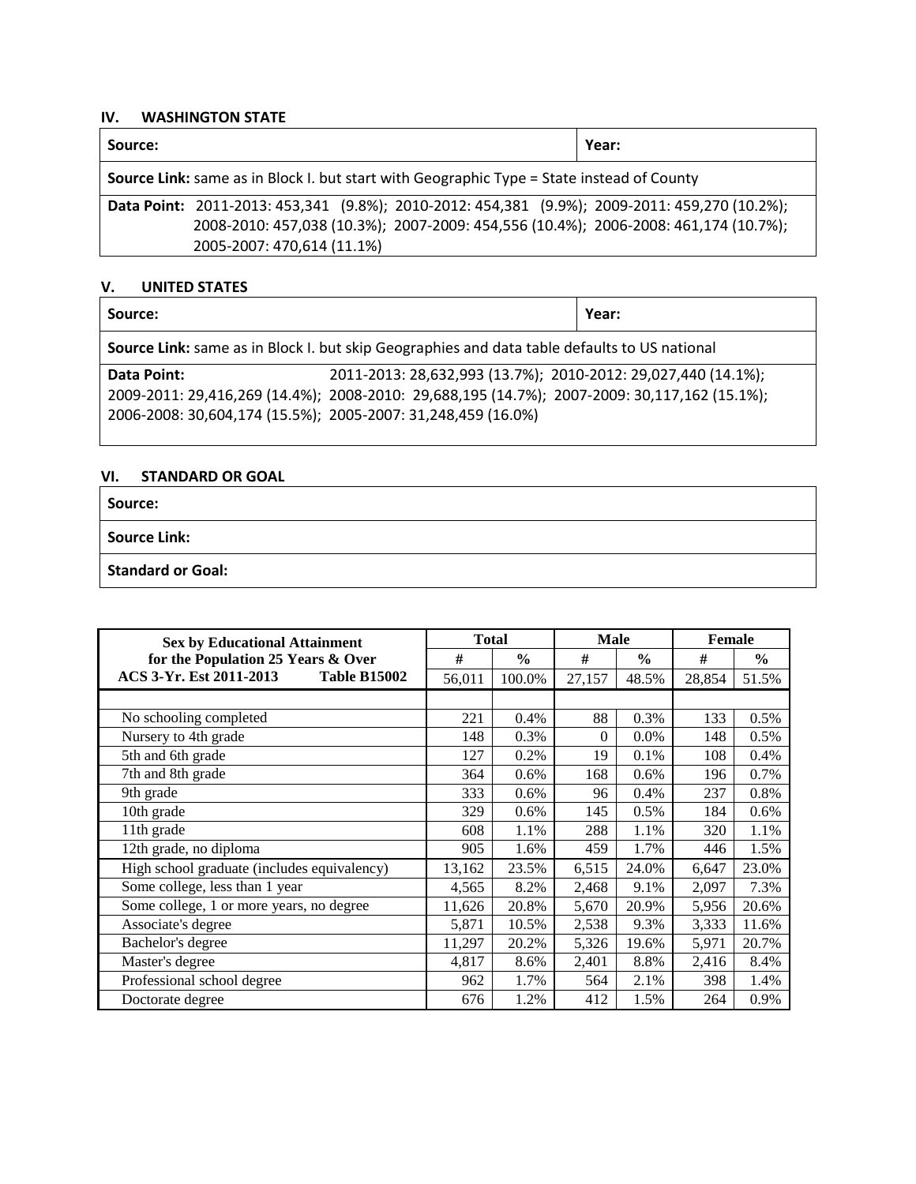## IV. WASHINGTON STATE

| Source: | Year: |
|---|---|
| **Source Link:** same as in Block I. but start with Geographic Type = State instead of County | |
| **Data Point:** 2011-2013: 453,341 (9.8%); 2010-2012: 454,381 (9.9%); 2009-2011: 459,270 (10.2%); 2008-2010: 457,038 (10.3%); 2007-2009: 454,556 (10.4%); 2006-2008: 461,174 (10.7%); 2005-2007: 470,614 (11.1%) | |

## V. UNITED STATES

| Source: | Year: |
|---|---|
| **Source Link:** same as in Block I. but skip Geographies and data table defaults to US national | |
| **Data Point:** 2011-2013: 28,632,993 (13.7%); 2010-2012: 29,027,440 (14.1%); 2009-2011: 29,416,269 (14.4%); 2008-2010: 29,688,195 (14.7%); 2007-2009: 30,117,162 (15.1%); 2006-2008: 30,604,174 (15.5%); 2005-2007: 31,248,459 (16.0%) | |

## VI. STANDARD OR GOAL

| Source: |
|---|
| **Source Link:** |
| **Standard or Goal:** |

| Sex by Educational Attainment for the Population 25 Years & Over ACS 3-Yr. Est 2011-2013 Table B15002 | Total | | Male | | Female | |
|---|---|---|---|---|---|---|
| | # | % | # | % | # | % |
| | 56,011 | 100.0% | 27,157 | 48.5% | 28,854 | 51.5% |
| | | | | | | |
| No schooling completed | 221 | 0.4% | 88 | 0.3% | 133 | 0.5% |
| Nursery to 4th grade | 148 | 0.3% | 0 | 0.0% | 148 | 0.5% |
| 5th and 6th grade | 127 | 0.2% | 19 | 0.1% | 108 | 0.4% |
| 7th and 8th grade | 364 | 0.6% | 168 | 0.6% | 196 | 0.7% |
| 9th grade | 333 | 0.6% | 96 | 0.4% | 237 | 0.8% |
| 10th grade | 329 | 0.6% | 145 | 0.5% | 184 | 0.6% |
| 11th grade | 608 | 1.1% | 288 | 1.1% | 320 | 1.1% |
| 12th grade, no diploma | 905 | 1.6% | 459 | 1.7% | 446 | 1.5% |
| High school graduate (includes equivalency) | 13,162 | 23.5% | 6,515 | 24.0% | 6,647 | 23.0% |
| Some college, less than 1 year | 4,565 | 8.2% | 2,468 | 9.1% | 2,097 | 7.3% |
| Some college, 1 or more years, no degree | 11,626 | 20.8% | 5,670 | 20.9% | 5,956 | 20.6% |
| Associate's degree | 5,871 | 10.5% | 2,538 | 9.3% | 3,333 | 11.6% |
| Bachelor's degree | 11,297 | 20.2% | 5,326 | 19.6% | 5,971 | 20.7% |
| Master's degree | 4,817 | 8.6% | 2,401 | 8.8% | 2,416 | 8.4% |
| Professional school degree | 962 | 1.7% | 564 | 2.1% | 398 | 1.4% |
| Doctorate degree | 676 | 1.2% | 412 | 1.5% | 264 | 0.9% |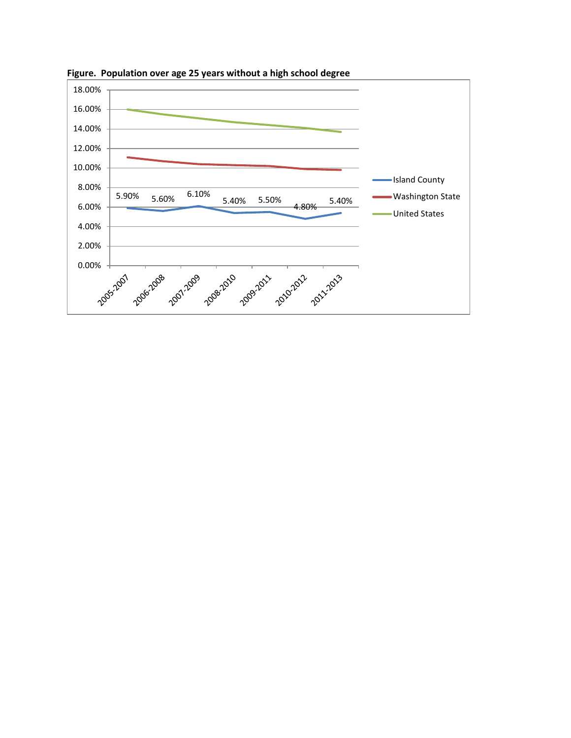**Figure. Population over age 25 years without a high school degree**

18.00%
16.00%
14.00%
12.00%
10.00%
8.00%
6.00%
4.00%
2.00%
0.00%

5.90% 5.60% 6.10% 5.40% 5.50% 4.80% 5.40%

2005-2007
2006-2008
2007-2009
2008-2010
2009-2011
2010-2012
2011-2013

Island County
Washington State
United States